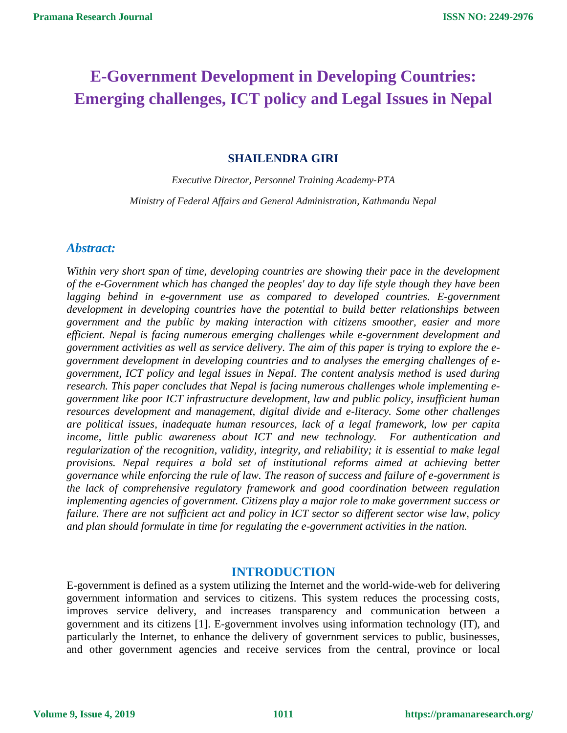# E-Government Development in Developing Countries: Emerging challenges, ICT policy and Legal Issues in Nepal

**SHAILENDRA GIRI**

*Executive Director, Personnel Training Academy-PTA*

*Ministry of Federal Affairs and General Administration, Kathmandu Nepal*

## *Abstract:*

*Within very short span of time, developing countries are showing their pace in the development of the e-Government which has changed the peoples' day to day life style though they have been lagging behind in e-government use as compared to developed countries. E-government development in developing countries have the potential to build better relationships between government and the public by making interaction with citizens smoother, easier and more efficient. Nepal is facing numerous emerging challenges while e-government development and government activities as well as service delivery. The aim of this paper is trying to explore the e-government development in developing countries and to analyses the emerging challenges of e-government, ICT policy and legal issues in Nepal. The content analysis method is used during research. This paper concludes that Nepal is facing numerous challenges whole implementing e-government like poor ICT infrastructure development, law and public policy, insufficient human resources development and management, digital divide and e-literacy. Some other challenges are political issues, inadequate human resources, lack of a legal framework, low per capita income, little public awareness about ICT and new technology. For authentication and regularization of the recognition, validity, integrity, and reliability; it is essential to make legal provisions. Nepal requires a bold set of institutional reforms aimed at achieving better governance while enforcing the rule of law. The reason of success and failure of e-government is the lack of comprehensive regulatory framework and good coordination between regulation implementing agencies of government. Citizens play a major role to make government success or failure. There are not sufficient act and policy in ICT sector so different sector wise law, policy and plan should formulate in time for regulating the e-government activities in the nation.*

## INTRODUCTION

E-government is defined as a system utilizing the Internet and the world-wide-web for delivering government information and services to citizens. This system reduces the processing costs, improves service delivery, and increases transparency and communication between a government and its citizens [1]. E-government involves using information technology (IT), and particularly the Internet, to enhance the delivery of government services to public, businesses, and other government agencies and receive services from the central, province or local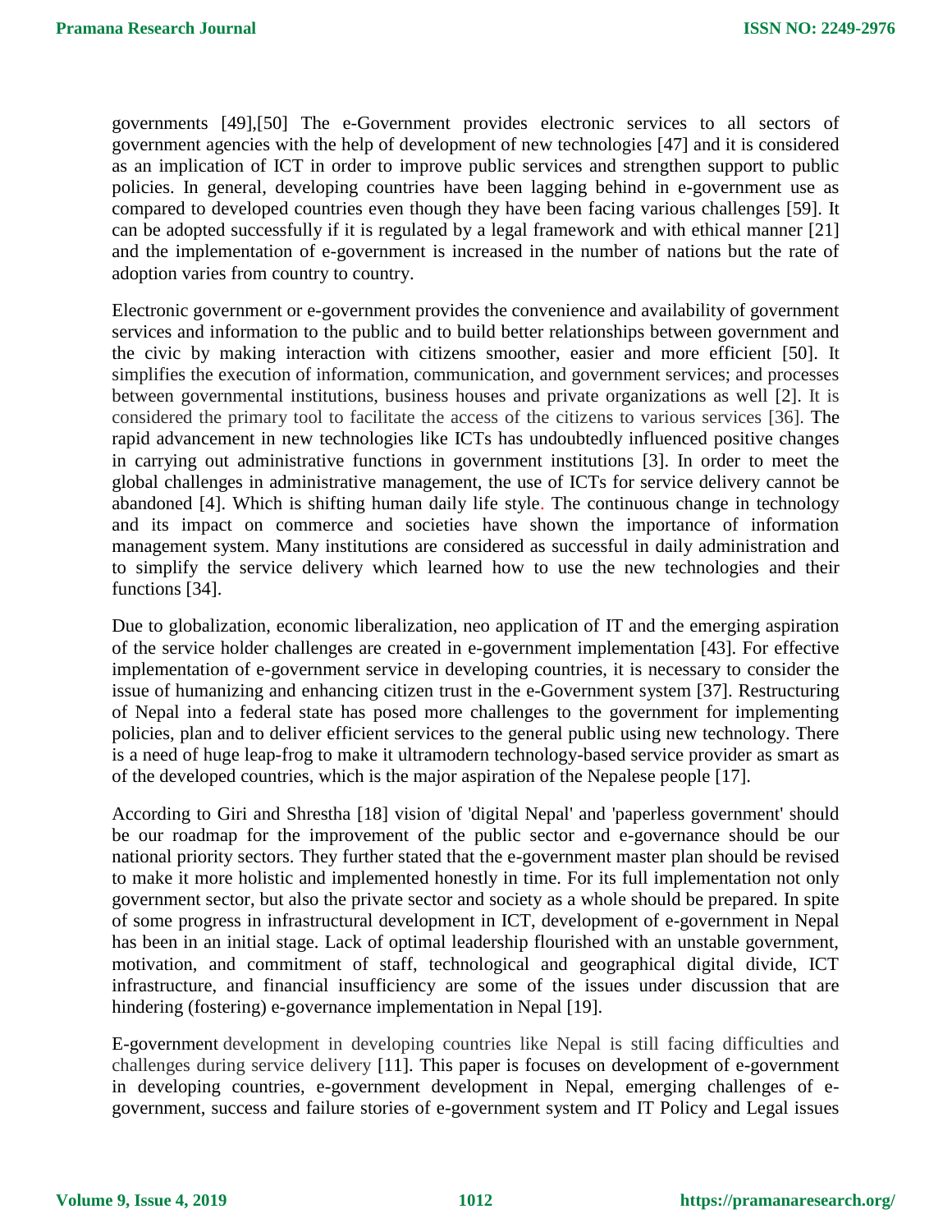governments [49],[50] The e-Government provides electronic services to all sectors of government agencies with the help of development of new technologies [47] and it is considered as an implication of ICT in order to improve public services and strengthen support to public policies. In general, developing countries have been lagging behind in e-government use as compared to developed countries even though they have been facing various challenges [59]. It can be adopted successfully if it is regulated by a legal framework and with ethical manner [21] and the implementation of e-government is increased in the number of nations but the rate of adoption varies from country to country.

Electronic government or e-government provides the convenience and availability of government services and information to the public and to build better relationships between government and the civic by making interaction with citizens smoother, easier and more efficient [50]. It simplifies the execution of information, communication, and government services; and processes between governmental institutions, business houses and private organizations as well [2]. It is considered the primary tool to facilitate the access of the citizens to various services [36]. The rapid advancement in new technologies like ICTs has undoubtedly influenced positive changes in carrying out administrative functions in government institutions [3]. In order to meet the global challenges in administrative management, the use of ICTs for service delivery cannot be abandoned [4]. Which is shifting human daily life style. The continuous change in technology and its impact on commerce and societies have shown the importance of information management system. Many institutions are considered as successful in daily administration and to simplify the service delivery which learned how to use the new technologies and their functions [34].

Due to globalization, economic liberalization, neo application of IT and the emerging aspiration of the service holder challenges are created in e-government implementation [43]. For effective implementation of e-government service in developing countries, it is necessary to consider the issue of humanizing and enhancing citizen trust in the e-Government system [37]. Restructuring of Nepal into a federal state has posed more challenges to the government for implementing policies, plan and to deliver efficient services to the general public using new technology. There is a need of huge leap-frog to make it ultramodern technology-based service provider as smart as of the developed countries, which is the major aspiration of the Nepalese people [17].

According to Giri and Shrestha [18] vision of 'digital Nepal' and 'paperless government' should be our roadmap for the improvement of the public sector and e-governance should be our national priority sectors. They further stated that the e-government master plan should be revised to make it more holistic and implemented honestly in time. For its full implementation not only government sector, but also the private sector and society as a whole should be prepared. In spite of some progress in infrastructural development in ICT, development of e-government in Nepal has been in an initial stage. Lack of optimal leadership flourished with an unstable government, motivation, and commitment of staff, technological and geographical digital divide, ICT infrastructure, and financial insufficiency are some of the issues under discussion that are hindering (fostering) e-governance implementation in Nepal [19].

E-government development in developing countries like Nepal is still facing difficulties and challenges during service delivery [11]. This paper is focuses on development of e-government in developing countries, e-government development in Nepal, emerging challenges of e-government, success and failure stories of e-government system and IT Policy and Legal issues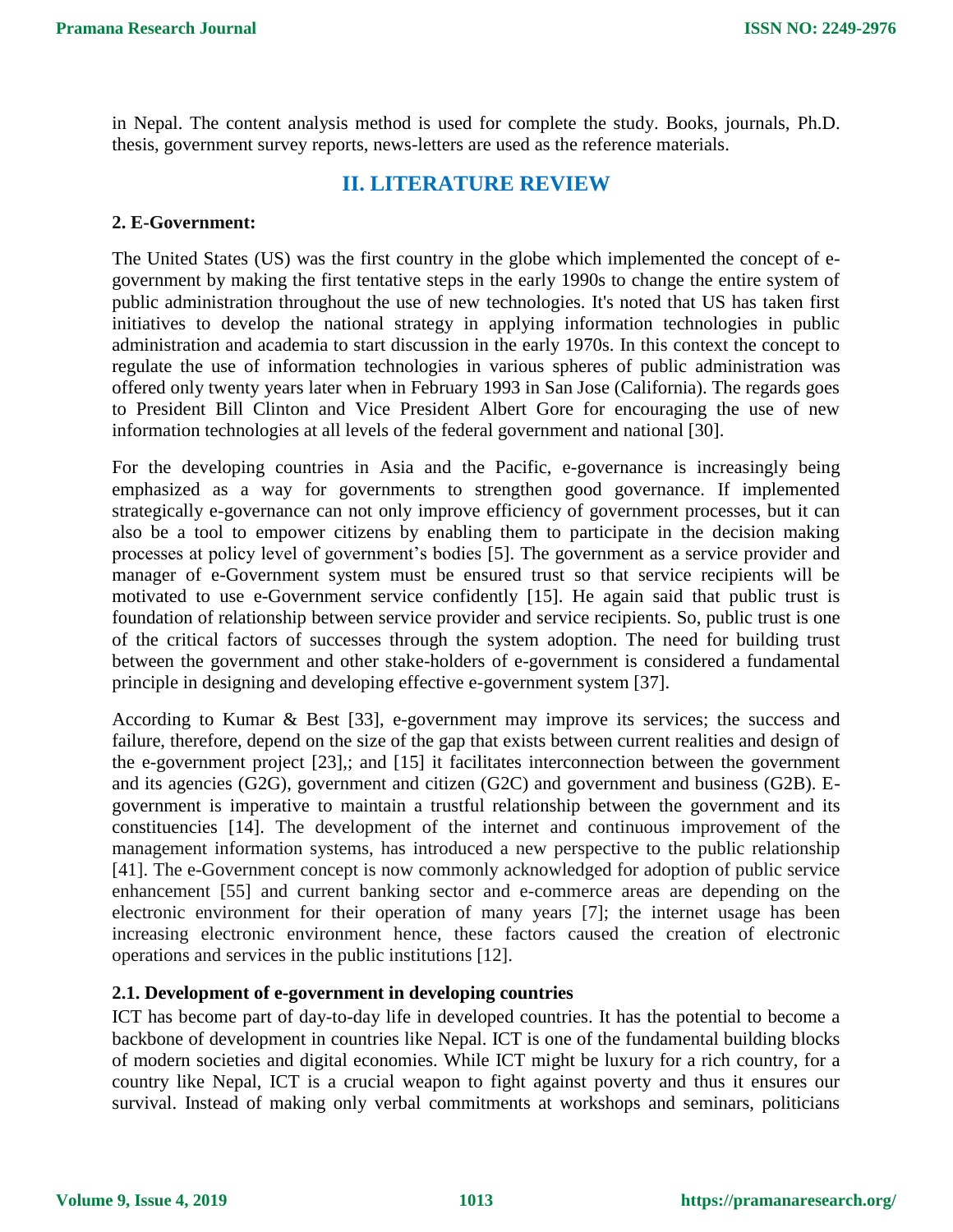in Nepal. The content analysis method is used for complete the study. Books, journals, Ph.D. thesis, government survey reports, news-letters are used as the reference materials.

## II. LITERATURE REVIEW

### 2. E-Government:

The United States (US) was the first country in the globe which implemented the concept of e-government by making the first tentative steps in the early 1990s to change the entire system of public administration throughout the use of new technologies. It's noted that US has taken first initiatives to develop the national strategy in applying information technologies in public administration and academia to start discussion in the early 1970s. In this context the concept to regulate the use of information technologies in various spheres of public administration was offered only twenty years later when in February 1993 in San Jose (California). The regards goes to President Bill Clinton and Vice President Albert Gore for encouraging the use of new information technologies at all levels of the federal government and national [30].

For the developing countries in Asia and the Pacific, e-governance is increasingly being emphasized as a way for governments to strengthen good governance. If implemented strategically e-governance can not only improve efficiency of government processes, but it can also be a tool to empower citizens by enabling them to participate in the decision making processes at policy level of government's bodies [5]. The government as a service provider and manager of e-Government system must be ensured trust so that service recipients will be motivated to use e-Government service confidently [15]. He again said that public trust is foundation of relationship between service provider and service recipients. So, public trust is one of the critical factors of successes through the system adoption. The need for building trust between the government and other stake-holders of e-government is considered a fundamental principle in designing and developing effective e-government system [37].

According to Kumar & Best [33], e-government may improve its services; the success and failure, therefore, depend on the size of the gap that exists between current realities and design of the e-government project [23],; and [15] it facilitates interconnection between the government and its agencies (G2G), government and citizen (G2C) and government and business (G2B). E-government is imperative to maintain a trustful relationship between the government and its constituencies [14]. The development of the internet and continuous improvement of the management information systems, has introduced a new perspective to the public relationship [41]. The e-Government concept is now commonly acknowledged for adoption of public service enhancement [55] and current banking sector and e-commerce areas are depending on the electronic environment for their operation of many years [7]; the internet usage has been increasing electronic environment hence, these factors caused the creation of electronic operations and services in the public institutions [12].

### 2.1. Development of e-government in developing countries

ICT has become part of day-to-day life in developed countries. It has the potential to become a backbone of development in countries like Nepal. ICT is one of the fundamental building blocks of modern societies and digital economies. While ICT might be luxury for a rich country, for a country like Nepal, ICT is a crucial weapon to fight against poverty and thus it ensures our survival. Instead of making only verbal commitments at workshops and seminars, politicians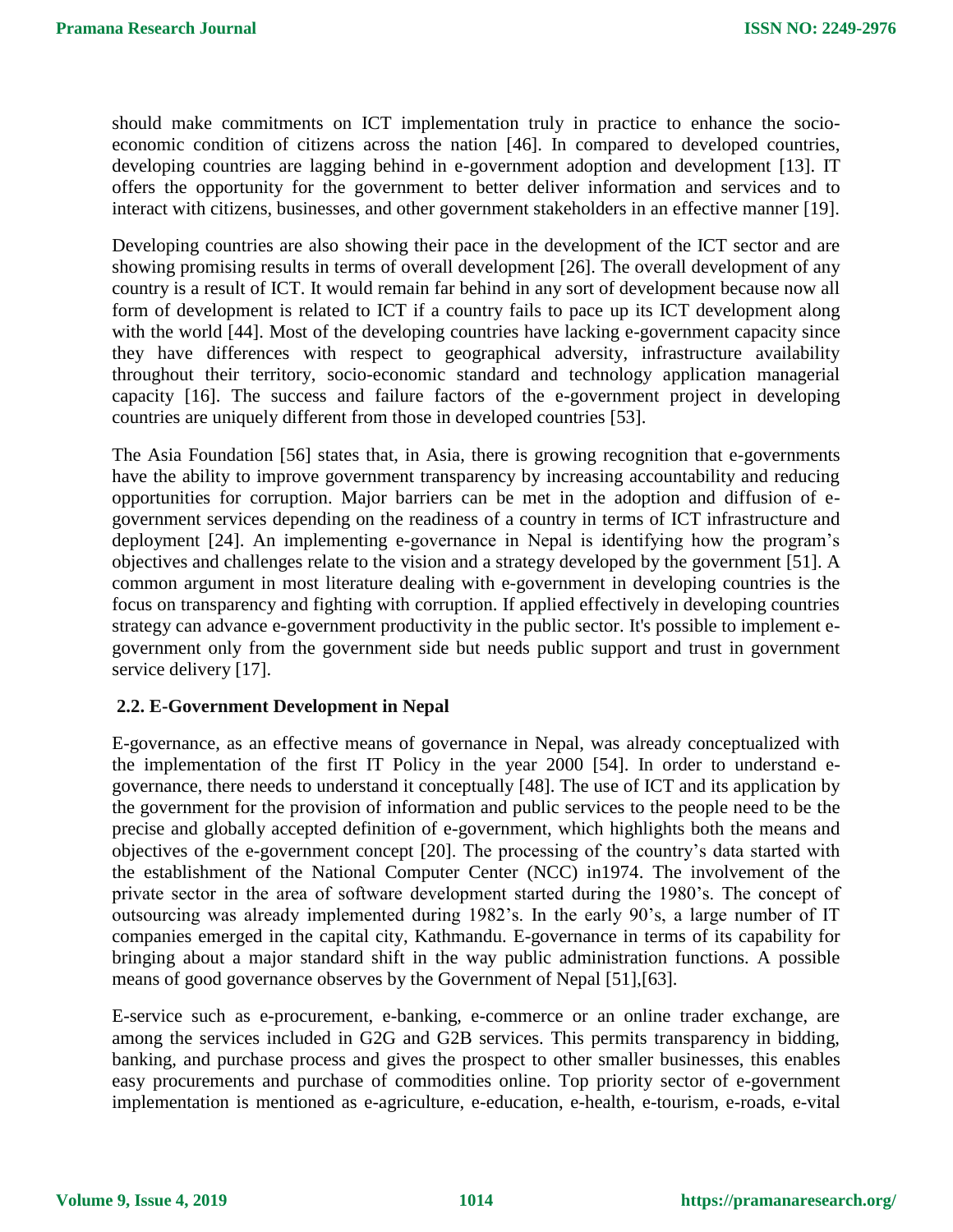should make commitments on ICT implementation truly in practice to enhance the socio-economic condition of citizens across the nation [46]. In compared to developed countries, developing countries are lagging behind in e-government adoption and development [13]. IT offers the opportunity for the government to better deliver information and services and to interact with citizens, businesses, and other government stakeholders in an effective manner [19].

Developing countries are also showing their pace in the development of the ICT sector and are showing promising results in terms of overall development [26]. The overall development of any country is a result of ICT. It would remain far behind in any sort of development because now all form of development is related to ICT if a country fails to pace up its ICT development along with the world [44]. Most of the developing countries have lacking e-government capacity since they have differences with respect to geographical adversity, infrastructure availability throughout their territory, socio-economic standard and technology application managerial capacity [16]. The success and failure factors of the e-government project in developing countries are uniquely different from those in developed countries [53].

The Asia Foundation [56] states that, in Asia, there is growing recognition that e-governments have the ability to improve government transparency by increasing accountability and reducing opportunities for corruption. Major barriers can be met in the adoption and diffusion of e-government services depending on the readiness of a country in terms of ICT infrastructure and deployment [24]. An implementing e-governance in Nepal is identifying how the program's objectives and challenges relate to the vision and a strategy developed by the government [51]. A common argument in most literature dealing with e-government in developing countries is the focus on transparency and fighting with corruption. If applied effectively in developing countries strategy can advance e-government productivity in the public sector. It's possible to implement e-government only from the government side but needs public support and trust in government service delivery [17].

### 2.2. E-Government Development in Nepal

E-governance, as an effective means of governance in Nepal, was already conceptualized with the implementation of the first IT Policy in the year 2000 [54]. In order to understand e-governance, there needs to understand it conceptually [48]. The use of ICT and its application by the government for the provision of information and public services to the people need to be the precise and globally accepted definition of e-government, which highlights both the means and objectives of the e-government concept [20]. The processing of the country's data started with the establishment of the National Computer Center (NCC) in1974. The involvement of the private sector in the area of software development started during the 1980's. The concept of outsourcing was already implemented during 1982's. In the early 90's, a large number of IT companies emerged in the capital city, Kathmandu. E-governance in terms of its capability for bringing about a major standard shift in the way public administration functions. A possible means of good governance observes by the Government of Nepal [51],[63].

E-service such as e-procurement, e-banking, e-commerce or an online trader exchange, are among the services included in G2G and G2B services. This permits transparency in bidding, banking, and purchase process and gives the prospect to other smaller businesses, this enables easy procurements and purchase of commodities online. Top priority sector of e-government implementation is mentioned as e-agriculture, e-education, e-health, e-tourism, e-roads, e-vital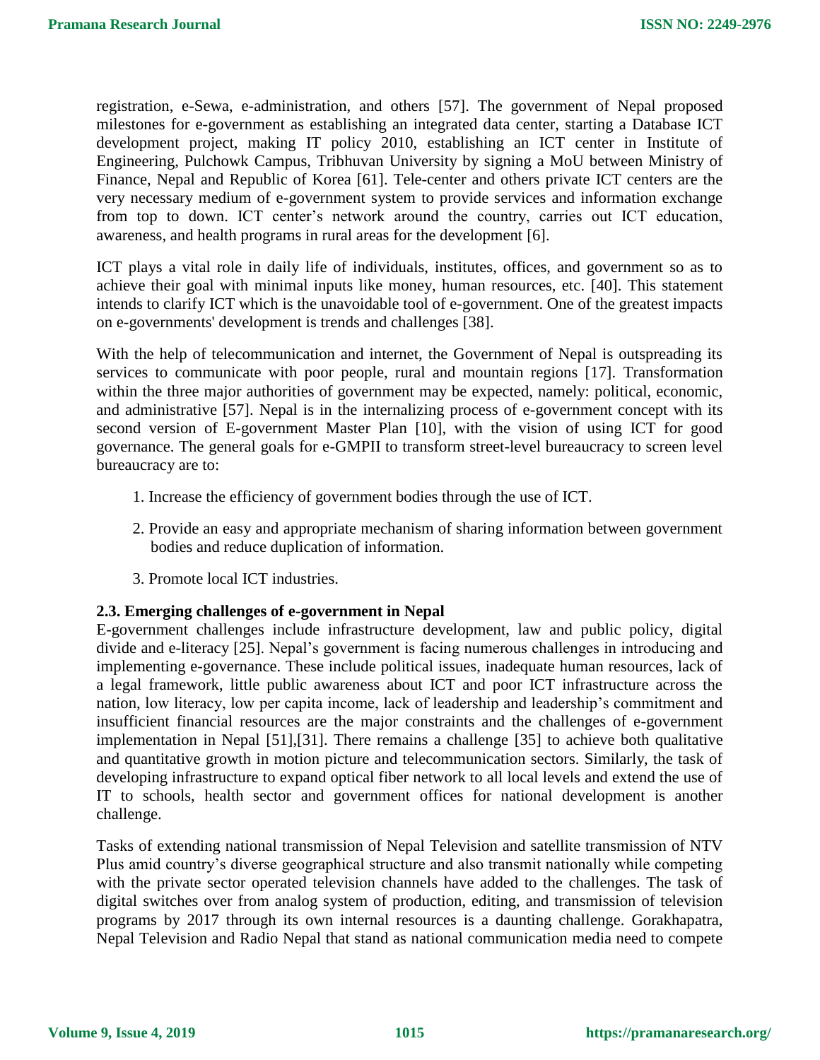registration, e-Sewa, e-administration, and others [57]. The government of Nepal proposed milestones for e-government as establishing an integrated data center, starting a Database ICT development project, making IT policy 2010, establishing an ICT center in Institute of Engineering, Pulchowk Campus, Tribhuvan University by signing a MoU between Ministry of Finance, Nepal and Republic of Korea [61]. Tele-center and others private ICT centers are the very necessary medium of e-government system to provide services and information exchange from top to down. ICT center's network around the country, carries out ICT education, awareness, and health programs in rural areas for the development [6].

ICT plays a vital role in daily life of individuals, institutes, offices, and government so as to achieve their goal with minimal inputs like money, human resources, etc. [40]. This statement intends to clarify ICT which is the unavoidable tool of e-government. One of the greatest impacts on e-governments' development is trends and challenges [38].

With the help of telecommunication and internet, the Government of Nepal is outspreading its services to communicate with poor people, rural and mountain regions [17]. Transformation within the three major authorities of government may be expected, namely: political, economic, and administrative [57]. Nepal is in the internalizing process of e-government concept with its second version of E-government Master Plan [10], with the vision of using ICT for good governance. The general goals for e-GMPII to transform street-level bureaucracy to screen level bureaucracy are to:

1. Increase the efficiency of government bodies through the use of ICT.
2. Provide an easy and appropriate mechanism of sharing information between government bodies and reduce duplication of information.
3. Promote local ICT industries.

### 2.3. Emerging challenges of e-government in Nepal

E-government challenges include infrastructure development, law and public policy, digital divide and e-literacy [25]. Nepal's government is facing numerous challenges in introducing and implementing e-governance. These include political issues, inadequate human resources, lack of a legal framework, little public awareness about ICT and poor ICT infrastructure across the nation, low literacy, low per capita income, lack of leadership and leadership's commitment and insufficient financial resources are the major constraints and the challenges of e-government implementation in Nepal [51],[31]. There remains a challenge [35] to achieve both qualitative and quantitative growth in motion picture and telecommunication sectors. Similarly, the task of developing infrastructure to expand optical fiber network to all local levels and extend the use of IT to schools, health sector and government offices for national development is another challenge.

Tasks of extending national transmission of Nepal Television and satellite transmission of NTV Plus amid country's diverse geographical structure and also transmit nationally while competing with the private sector operated television channels have added to the challenges. The task of digital switches over from analog system of production, editing, and transmission of television programs by 2017 through its own internal resources is a daunting challenge. Gorakhapatra, Nepal Television and Radio Nepal that stand as national communication media need to compete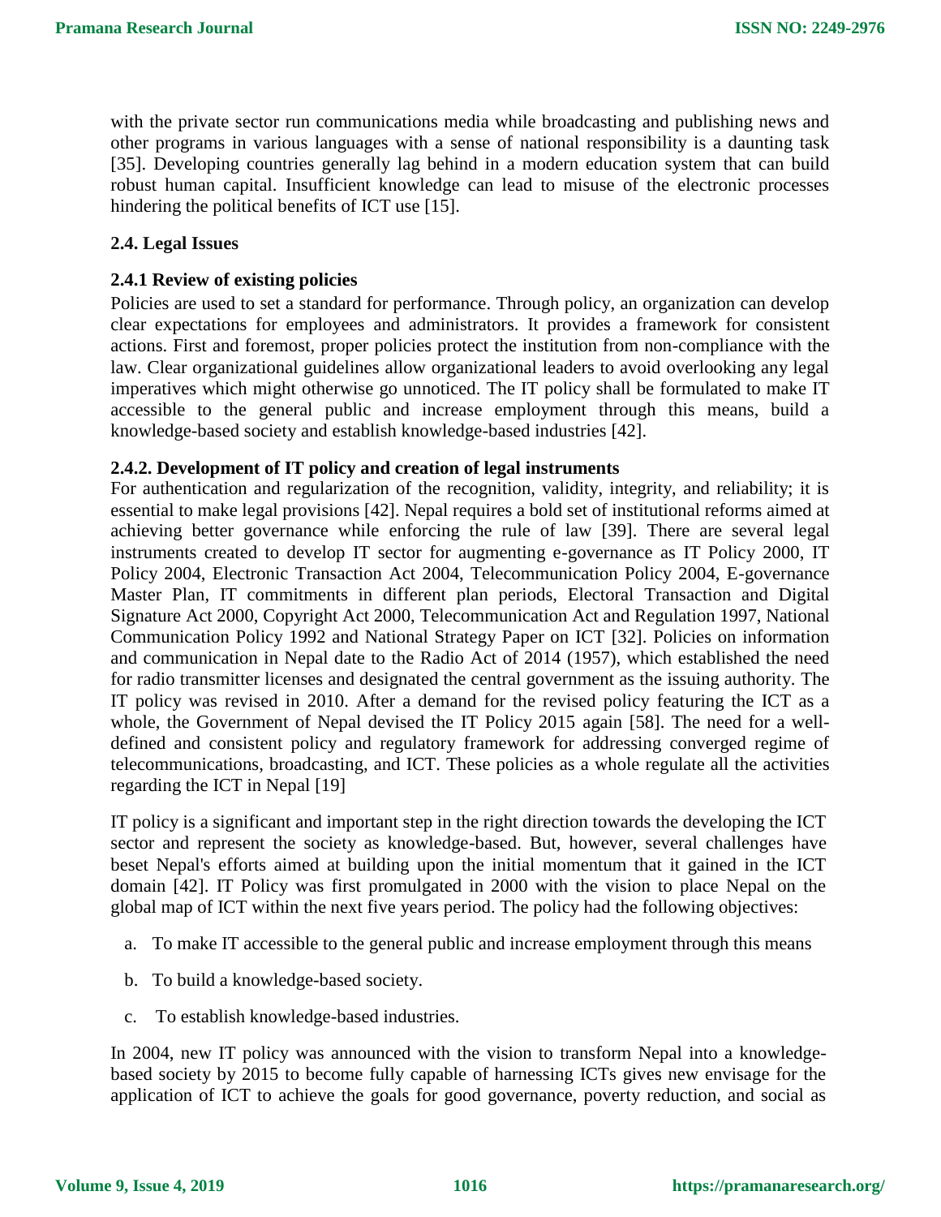with the private sector run communications media while broadcasting and publishing news and other programs in various languages with a sense of national responsibility is a daunting task [35]. Developing countries generally lag behind in a modern education system that can build robust human capital. Insufficient knowledge can lead to misuse of the electronic processes hindering the political benefits of ICT use [15].

### 2.4. Legal Issues

#### 2.4.1 Review of existing policies

Policies are used to set a standard for performance. Through policy, an organization can develop clear expectations for employees and administrators. It provides a framework for consistent actions. First and foremost, proper policies protect the institution from non-compliance with the law. Clear organizational guidelines allow organizational leaders to avoid overlooking any legal imperatives which might otherwise go unnoticed. The IT policy shall be formulated to make IT accessible to the general public and increase employment through this means, build a knowledge-based society and establish knowledge-based industries [42].

#### 2.4.2. Development of IT policy and creation of legal instruments

For authentication and regularization of the recognition, validity, integrity, and reliability; it is essential to make legal provisions [42]. Nepal requires a bold set of institutional reforms aimed at achieving better governance while enforcing the rule of law [39]. There are several legal instruments created to develop IT sector for augmenting e-governance as IT Policy 2000, IT Policy 2004, Electronic Transaction Act 2004, Telecommunication Policy 2004, E-governance Master Plan, IT commitments in different plan periods, Electoral Transaction and Digital Signature Act 2000, Copyright Act 2000, Telecommunication Act and Regulation 1997, National Communication Policy 1992 and National Strategy Paper on ICT [32]. Policies on information and communication in Nepal date to the Radio Act of 2014 (1957), which established the need for radio transmitter licenses and designated the central government as the issuing authority. The IT policy was revised in 2010. After a demand for the revised policy featuring the ICT as a whole, the Government of Nepal devised the IT Policy 2015 again [58]. The need for a well-defined and consistent policy and regulatory framework for addressing converged regime of telecommunications, broadcasting, and ICT. These policies as a whole regulate all the activities regarding the ICT in Nepal [19]

IT policy is a significant and important step in the right direction towards the developing the ICT sector and represent the society as knowledge-based. But, however, several challenges have beset Nepal's efforts aimed at building upon the initial momentum that it gained in the ICT domain [42]. IT Policy was first promulgated in 2000 with the vision to place Nepal on the global map of ICT within the next five years period. The policy had the following objectives:

a. To make IT accessible to the general public and increase employment through this means

b. To build a knowledge-based society.

c. To establish knowledge-based industries.

In 2004, new IT policy was announced with the vision to transform Nepal into a knowledge-based society by 2015 to become fully capable of harnessing ICTs gives new envisage for the application of ICT to achieve the goals for good governance, poverty reduction, and social as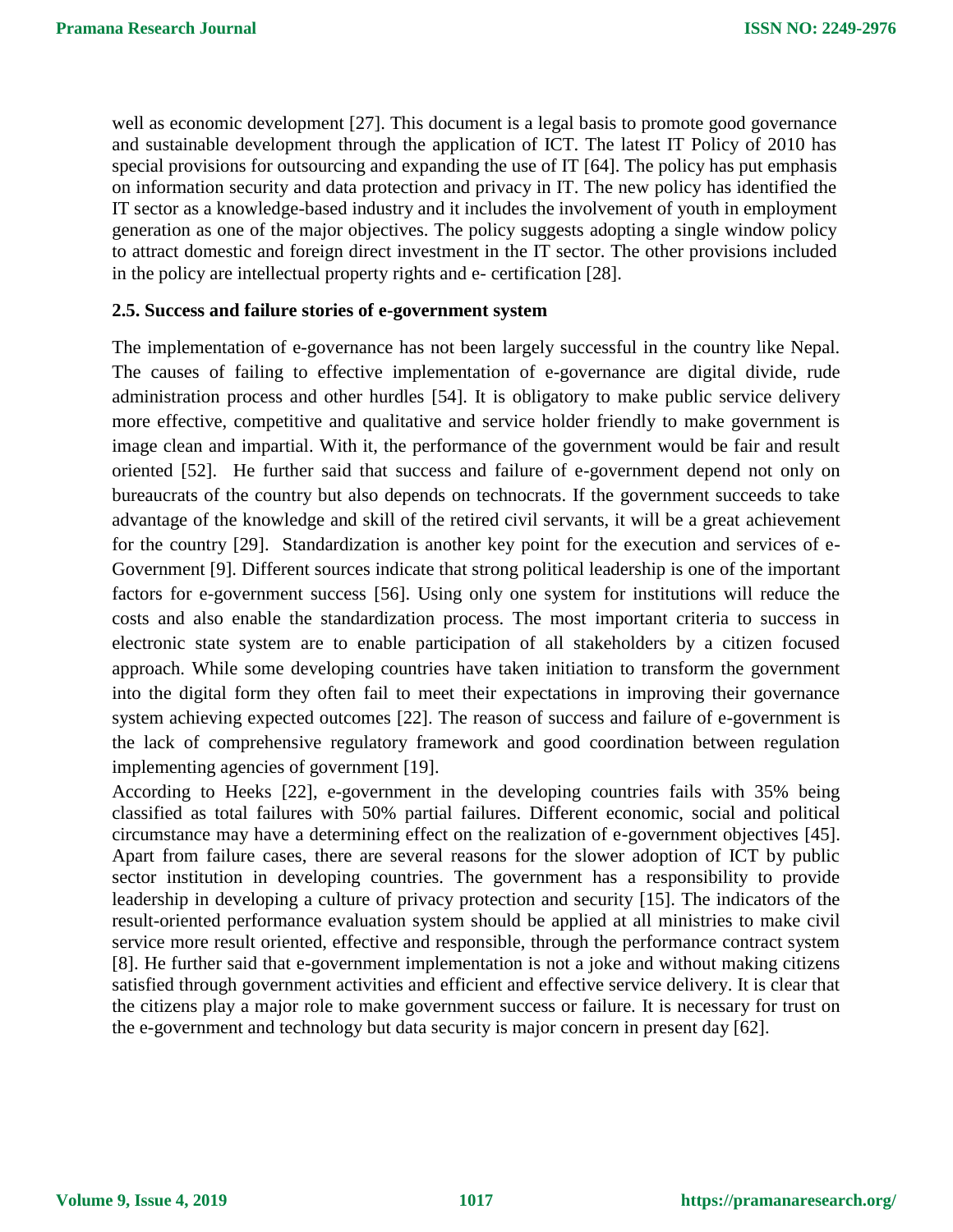well as economic development [27]. This document is a legal basis to promote good governance and sustainable development through the application of ICT. The latest IT Policy of 2010 has special provisions for outsourcing and expanding the use of IT [64]. The policy has put emphasis on information security and data protection and privacy in IT. The new policy has identified the IT sector as a knowledge-based industry and it includes the involvement of youth in employment generation as one of the major objectives. The policy suggests adopting a single window policy to attract domestic and foreign direct investment in the IT sector. The other provisions included in the policy are intellectual property rights and e- certification [28].

### 2.5. Success and failure stories of e-government system

The implementation of e-governance has not been largely successful in the country like Nepal. The causes of failing to effective implementation of e-governance are digital divide, rude administration process and other hurdles [54]. It is obligatory to make public service delivery more effective, competitive and qualitative and service holder friendly to make government is image clean and impartial. With it, the performance of the government would be fair and result oriented [52]. He further said that success and failure of e-government depend not only on bureaucrats of the country but also depends on technocrats. If the government succeeds to take advantage of the knowledge and skill of the retired civil servants, it will be a great achievement for the country [29]. Standardization is another key point for the execution and services of e-Government [9]. Different sources indicate that strong political leadership is one of the important factors for e-government success [56]. Using only one system for institutions will reduce the costs and also enable the standardization process. The most important criteria to success in electronic state system are to enable participation of all stakeholders by a citizen focused approach. While some developing countries have taken initiation to transform the government into the digital form they often fail to meet their expectations in improving their governance system achieving expected outcomes [22]. The reason of success and failure of e-government is the lack of comprehensive regulatory framework and good coordination between regulation implementing agencies of government [19].

According to Heeks [22], e-government in the developing countries fails with 35% being classified as total failures with 50% partial failures. Different economic, social and political circumstance may have a determining effect on the realization of e-government objectives [45]. Apart from failure cases, there are several reasons for the slower adoption of ICT by public sector institution in developing countries. The government has a responsibility to provide leadership in developing a culture of privacy protection and security [15]. The indicators of the result-oriented performance evaluation system should be applied at all ministries to make civil service more result oriented, effective and responsible, through the performance contract system [8]. He further said that e-government implementation is not a joke and without making citizens satisfied through government activities and efficient and effective service delivery. It is clear that the citizens play a major role to make government success or failure. It is necessary for trust on the e-government and technology but data security is major concern in present day [62].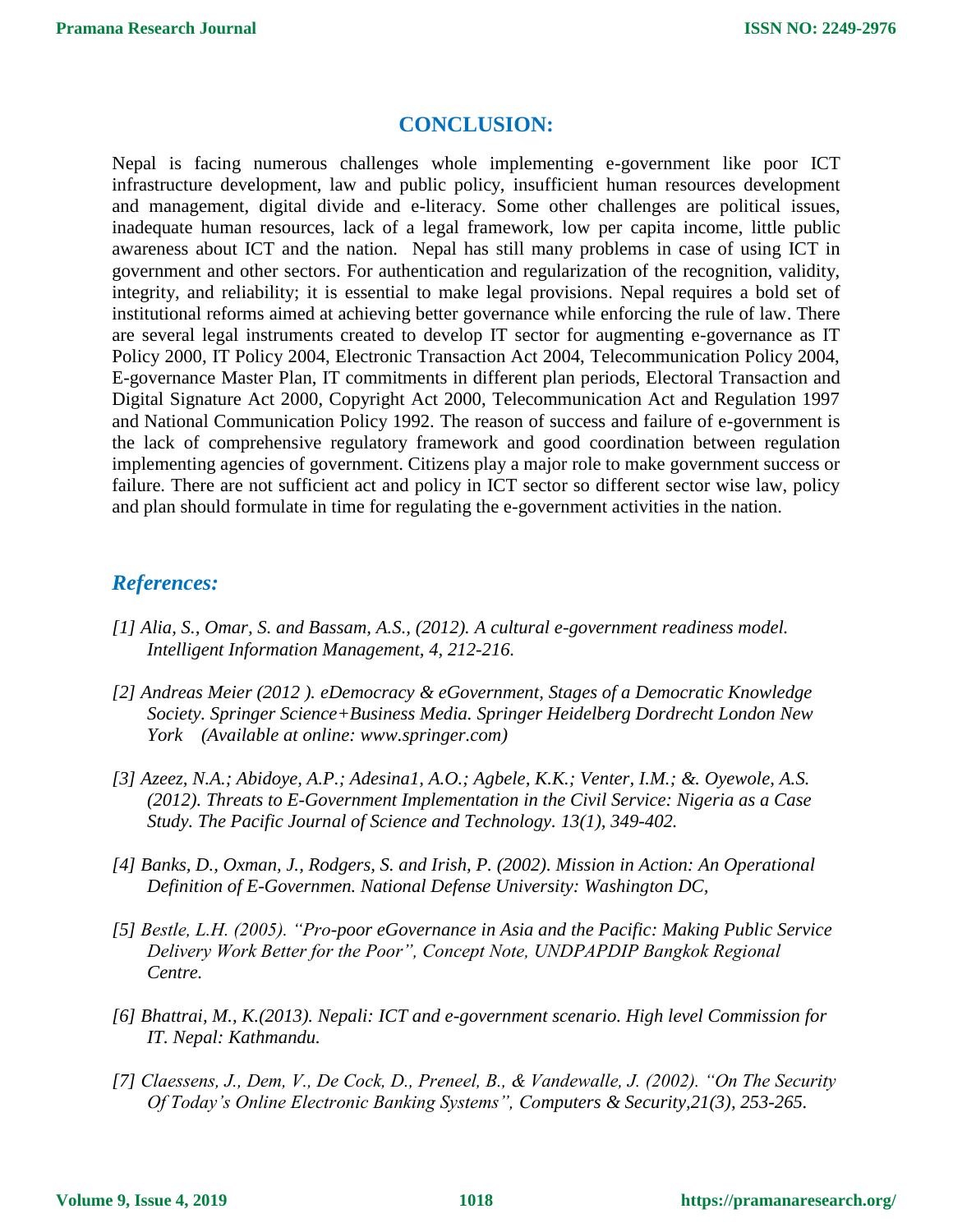## CONCLUSION:

Nepal is facing numerous challenges whole implementing e-government like poor ICT infrastructure development, law and public policy, insufficient human resources development and management, digital divide and e-literacy. Some other challenges are political issues, inadequate human resources, lack of a legal framework, low per capita income, little public awareness about ICT and the nation. Nepal has still many problems in case of using ICT in government and other sectors. For authentication and regularization of the recognition, validity, integrity, and reliability; it is essential to make legal provisions. Nepal requires a bold set of institutional reforms aimed at achieving better governance while enforcing the rule of law. There are several legal instruments created to develop IT sector for augmenting e-governance as IT Policy 2000, IT Policy 2004, Electronic Transaction Act 2004, Telecommunication Policy 2004, E-governance Master Plan, IT commitments in different plan periods, Electoral Transaction and Digital Signature Act 2000, Copyright Act 2000, Telecommunication Act and Regulation 1997 and National Communication Policy 1992. The reason of success and failure of e-government is the lack of comprehensive regulatory framework and good coordination between regulation implementing agencies of government. Citizens play a major role to make government success or failure. There are not sufficient act and policy in ICT sector so different sector wise law, policy and plan should formulate in time for regulating the e-government activities in the nation.

## *References:*

*[1] Alia, S., Omar, S. and Bassam, A.S., (2012). A cultural e-government readiness model. Intelligent Information Management, 4, 212-216.*

*[2] Andreas Meier (2012 ). eDemocracy & eGovernment, Stages of a Democratic Knowledge Society. Springer Science+Business Media. Springer Heidelberg Dordrecht London New York (Available at online: www.springer.com)*

*[3] Azeez, N.A.; Abidoye, A.P.; Adesina1, A.O.; Agbele, K.K.; Venter, I.M.; &. Oyewole, A.S. (2012). Threats to E-Government Implementation in the Civil Service: Nigeria as a Case Study. The Pacific Journal of Science and Technology. 13(1), 349-402.*

*[4] Banks, D., Oxman, J., Rodgers, S. and Irish, P. (2002). Mission in Action: An Operational Definition of E-Governmen. National Defense University: Washington DC,*

*[5] Bestle, L.H. (2005). "Pro-poor eGovernance in Asia and the Pacific: Making Public Service Delivery Work Better for the Poor", Concept Note, UNDPAPDIP Bangkok Regional Centre.*

*[6] Bhattrai, M., K.(2013). Nepali: ICT and e-government scenario. High level Commission for IT. Nepal: Kathmandu.*

*[7] Claessens, J., Dem, V., De Cock, D., Preneel, B., & Vandewalle, J. (2002). "On The Security Of Today's Online Electronic Banking Systems", Computers & Security,21(3), 253-265.*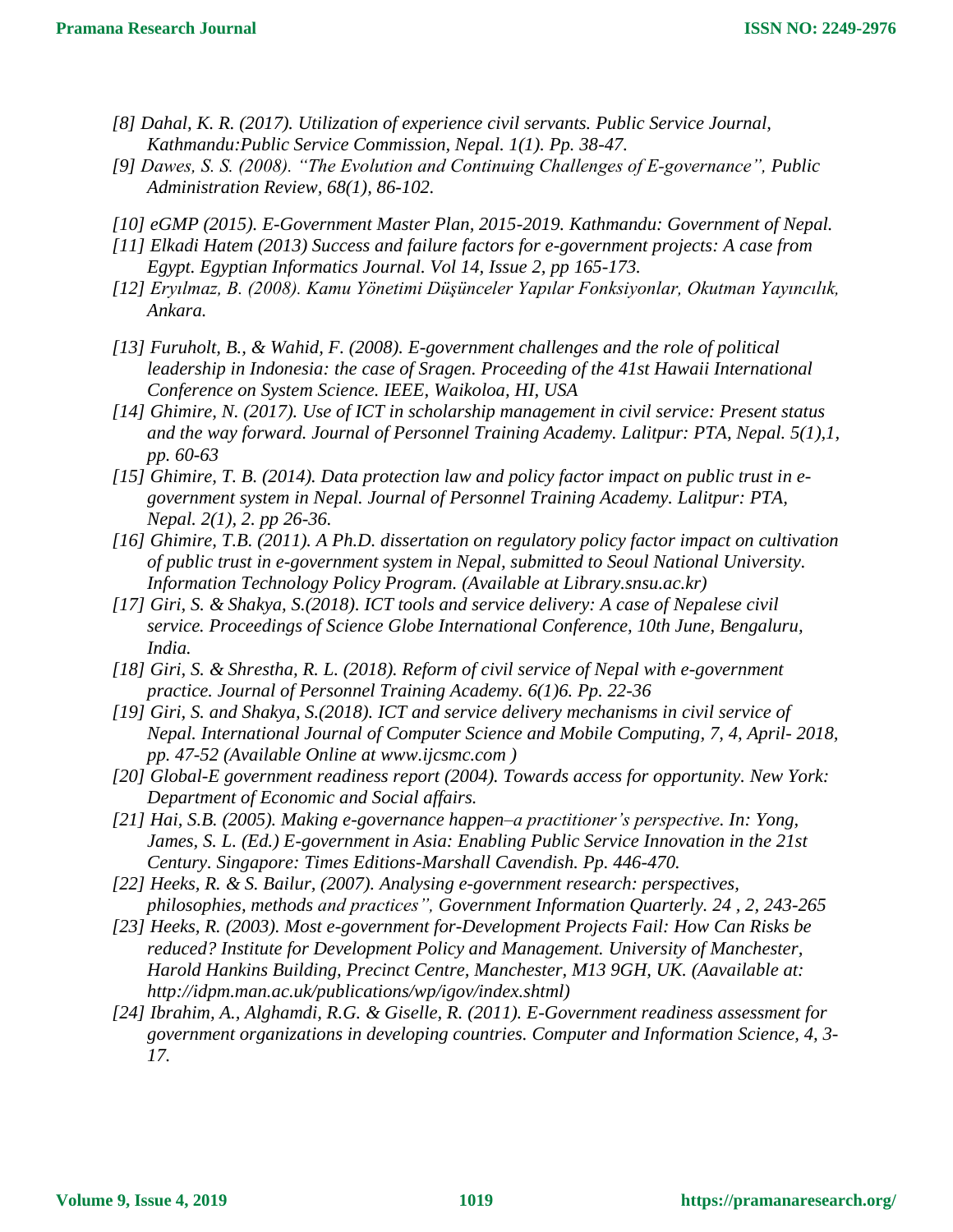*[8] Dahal, K. R. (2017). Utilization of experience civil servants. Public Service Journal, Kathmandu:Public Service Commission, Nepal. 1(1). Pp. 38-47.*

*[9] Dawes, S. S. (2008). "The Evolution and Continuing Challenges of E-governance", Public Administration Review, 68(1), 86-102.*

*[10] eGMP (2015). E-Government Master Plan, 2015-2019. Kathmandu: Government of Nepal.*

*[11] Elkadi Hatem (2013) Success and failure factors for e-government projects: A case from Egypt. Egyptian Informatics Journal. Vol 14, Issue 2, pp 165-173.*

*[12] Eryılmaz, B. (2008). Kamu Yönetimi Düşünceler Yapılar Fonksiyonlar, Okutman Yayıncılık, Ankara.*

*[13] Furuholt, B., & Wahid, F. (2008). E-government challenges and the role of political leadership in Indonesia: the case of Sragen. Proceeding of the 41st Hawaii International Conference on System Science. IEEE, Waikoloa, HI, USA*

*[14] Ghimire, N. (2017). Use of ICT in scholarship management in civil service: Present status and the way forward. Journal of Personnel Training Academy. Lalitpur: PTA, Nepal. 5(1),1, pp. 60-63*

*[15] Ghimire, T. B. (2014). Data protection law and policy factor impact on public trust in e-government system in Nepal. Journal of Personnel Training Academy. Lalitpur: PTA, Nepal. 2(1), 2. pp 26-36.*

*[16] Ghimire, T.B. (2011). A Ph.D. dissertation on regulatory policy factor impact on cultivation of public trust in e-government system in Nepal, submitted to Seoul National University. Information Technology Policy Program. (Available at Library.snsu.ac.kr)*

*[17] Giri, S. & Shakya, S.(2018). ICT tools and service delivery: A case of Nepalese civil service. Proceedings of Science Globe International Conference, 10th June, Bengaluru, India.*

*[18] Giri, S. & Shrestha, R. L. (2018). Reform of civil service of Nepal with e-government practice. Journal of Personnel Training Academy. 6(1)6. Pp. 22-36*

*[19] Giri, S. and Shakya, S.(2018). ICT and service delivery mechanisms in civil service of Nepal. International Journal of Computer Science and Mobile Computing, 7, 4, April- 2018, pp. 47-52 (Available Online at www.ijcsmc.com )*

*[20] Global-E government readiness report (2004). Towards access for opportunity. New York: Department of Economic and Social affairs.*

*[21] Hai, S.B. (2005). Making e-governance happen–a practitioner's perspective. In: Yong, James, S. L. (Ed.) E-government in Asia: Enabling Public Service Innovation in the 21st Century. Singapore: Times Editions-Marshall Cavendish. Pp. 446-470.*

*[22] Heeks, R. & S. Bailur, (2007). Analysing e-government research: perspectives, philosophies, methods and practices", Government Information Quarterly. 24 , 2, 243-265*

*[23] Heeks, R. (2003). Most e-government for-Development Projects Fail: How Can Risks be reduced? Institute for Development Policy and Management. University of Manchester, Harold Hankins Building, Precinct Centre, Manchester, M13 9GH, UK. (Aavailable at: http://idpm.man.ac.uk/publications/wp/igov/index.shtml)*

*[24] Ibrahim, A., Alghamdi, R.G. & Giselle, R. (2011). E-Government readiness assessment for government organizations in developing countries. Computer and Information Science, 4, 3-17.*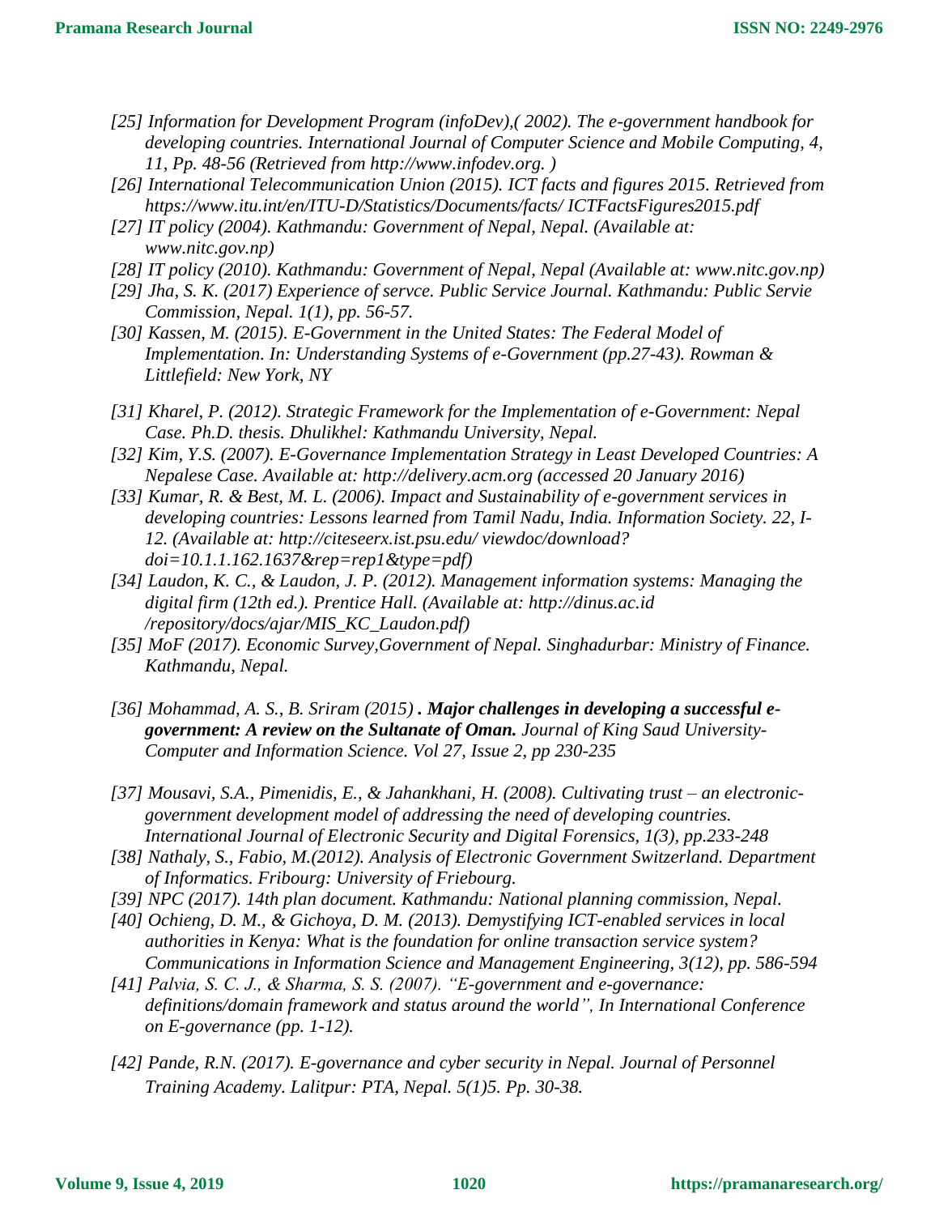*[25] Information for Development Program (infoDev),( 2002). The e-government handbook for developing countries. International Journal of Computer Science and Mobile Computing, 4, 11, Pp. 48-56 (Retrieved from http://www.infodev.org. )*

*[26] International Telecommunication Union (2015). ICT facts and figures 2015. Retrieved from https://www.itu.int/en/ITU-D/Statistics/Documents/facts/ ICTFactsFigures2015.pdf*

*[27] IT policy (2004). Kathmandu: Government of Nepal, Nepal. (Available at: www.nitc.gov.np)*

*[28] IT policy (2010). Kathmandu: Government of Nepal, Nepal (Available at: www.nitc.gov.np)*

*[29] Jha, S. K. (2017) Experience of servce. Public Service Journal. Kathmandu: Public Servie Commission, Nepal. 1(1), pp. 56-57.*

*[30] Kassen, M. (2015). E-Government in the United States: The Federal Model of Implementation. In: Understanding Systems of e-Government (pp.27-43). Rowman & Littlefield: New York, NY*

*[31] Kharel, P. (2012). Strategic Framework for the Implementation of e-Government: Nepal Case. Ph.D. thesis. Dhulikhel: Kathmandu University, Nepal.*

*[32] Kim, Y.S. (2007). E-Governance Implementation Strategy in Least Developed Countries: A Nepalese Case. Available at: http://delivery.acm.org (accessed 20 January 2016)*

*[33] Kumar, R. & Best, M. L. (2006). Impact and Sustainability of e-government services in developing countries: Lessons learned from Tamil Nadu, India. Information Society. 22, I-12. (Available at: http://citeseerx.ist.psu.edu/ viewdoc/download? doi=10.1.1.162.1637&rep=rep1&type=pdf)*

*[34] Laudon, K. C., & Laudon, J. P. (2012). Management information systems: Managing the digital firm (12th ed.). Prentice Hall. (Available at: http://dinus.ac.id /repository/docs/ajar/MIS_KC_Laudon.pdf)*

*[35] MoF (2017). Economic Survey,Government of Nepal. Singhadurbar: Ministry of Finance. Kathmandu, Nepal.*

*[36] Mohammad, A. S., B. Sriram (2015)* ***. Major challenges in developing a successful e-government: A review on the Sultanate of Oman.*** *Journal of King Saud University-Computer and Information Science. Vol 27, Issue 2, pp 230-235*

*[37] Mousavi, S.A., Pimenidis, E., & Jahankhani, H. (2008). Cultivating trust – an electronic-government development model of addressing the need of developing countries. International Journal of Electronic Security and Digital Forensics, 1(3), pp.233-248*

*[38] Nathaly, S., Fabio, M.(2012). Analysis of Electronic Government Switzerland. Department of Informatics. Fribourg: University of Friebourg.*

*[39] NPC (2017). 14th plan document. Kathmandu: National planning commission, Nepal.*

*[40] Ochieng, D. M., & Gichoya, D. M. (2013). Demystifying ICT-enabled services in local authorities in Kenya: What is the foundation for online transaction service system? Communications in Information Science and Management Engineering, 3(12), pp. 586-594*

*[41] Palvia, S. C. J., & Sharma, S. S. (2007). "E-government and e-governance: definitions/domain framework and status around the world", In International Conference on E-governance (pp. 1-12).*

*[42] Pande, R.N. (2017). E-governance and cyber security in Nepal. Journal of Personnel Training Academy. Lalitpur: PTA, Nepal. 5(1)5. Pp. 30-38.*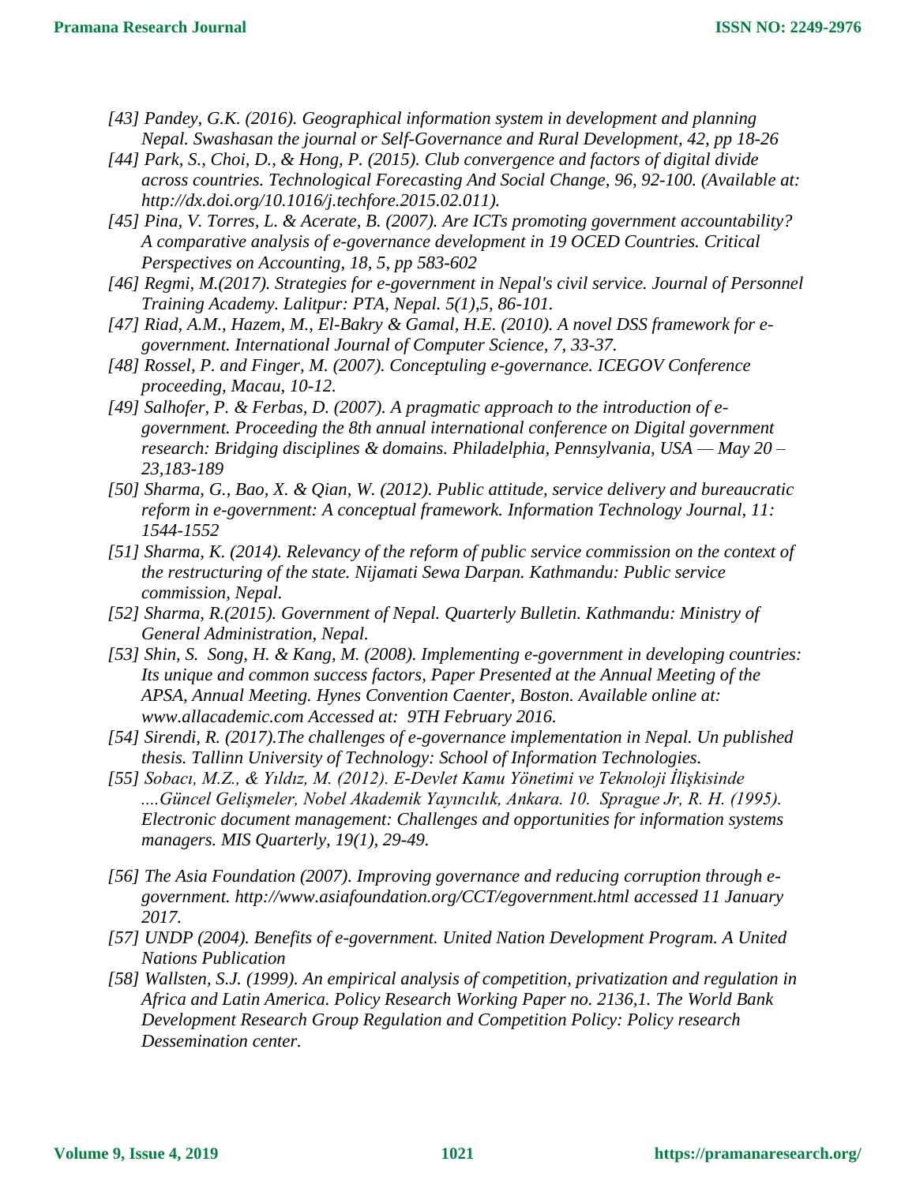*[43] Pandey, G.K. (2016). Geographical information system in development and planning Nepal. Swashasan the journal or Self-Governance and Rural Development, 42, pp 18-26*

*[44] Park, S., Choi, D., & Hong, P. (2015). Club convergence and factors of digital divide across countries. Technological Forecasting And Social Change, 96, 92-100. (Available at: http://dx.doi.org/10.1016/j.techfore.2015.02.011).*

*[45] Pina, V. Torres, L. & Acerate, B. (2007). Are ICTs promoting government accountability? A comparative analysis of e-governance development in 19 OCED Countries. Critical Perspectives on Accounting, 18, 5, pp 583-602*

*[46] Regmi, M.(2017). Strategies for e-government in Nepal's civil service. Journal of Personnel Training Academy. Lalitpur: PTA, Nepal. 5(1),5, 86-101.*

*[47] Riad, A.M., Hazem, M., El-Bakry & Gamal, H.E. (2010). A novel DSS framework for e-government. International Journal of Computer Science, 7, 33-37.*

*[48] Rossel, P. and Finger, M. (2007). Conceptuling e-governance. ICEGOV Conference proceeding, Macau, 10-12.*

*[49] Salhofer, P. & Ferbas, D. (2007). A pragmatic approach to the introduction of e-government. Proceeding the 8th annual international conference on Digital government research: Bridging disciplines & domains. Philadelphia, Pennsylvania, USA — May 20 – 23,183-189*

*[50] Sharma, G., Bao, X. & Qian, W. (2012). Public attitude, service delivery and bureaucratic reform in e-government: A conceptual framework. Information Technology Journal, 11: 1544-1552*

*[51] Sharma, K. (2014). Relevancy of the reform of public service commission on the context of the restructuring of the state. Nijamati Sewa Darpan. Kathmandu: Public service commission, Nepal.*

*[52] Sharma, R.(2015). Government of Nepal. Quarterly Bulletin. Kathmandu: Ministry of General Administration, Nepal.*

*[53] Shin, S. Song, H. & Kang, M. (2008). Implementing e-government in developing countries: Its unique and common success factors, Paper Presented at the Annual Meeting of the APSA, Annual Meeting. Hynes Convention Caenter, Boston. Available online at: www.allacademic.com Accessed at: 9TH February 2016.*

*[54] Sirendi, R. (2017).The challenges of e-governance implementation in Nepal. Un published thesis. Tallinn University of Technology: School of Information Technologies.*

*[55] Sobacı, M.Z., & Yıldız, M. (2012). E-Devlet Kamu Yönetimi ve Teknoloji İlişkisinde ....Güncel Gelişmeler, Nobel Akademik Yayıncılık, Ankara. 10. Sprague Jr, R. H. (1995). Electronic document management: Challenges and opportunities for information systems managers. MIS Quarterly, 19(1), 29-49.*

*[56] The Asia Foundation (2007). Improving governance and reducing corruption through e-government. http://www.asiafoundation.org/CCT/egovernment.html accessed 11 January 2017.*

*[57] UNDP (2004). Benefits of e-government. United Nation Development Program. A United Nations Publication*

*[58] Wallsten, S.J. (1999). An empirical analysis of competition, privatization and regulation in Africa and Latin America. Policy Research Working Paper no. 2136,1. The World Bank Development Research Group Regulation and Competition Policy: Policy research Dessemination center.*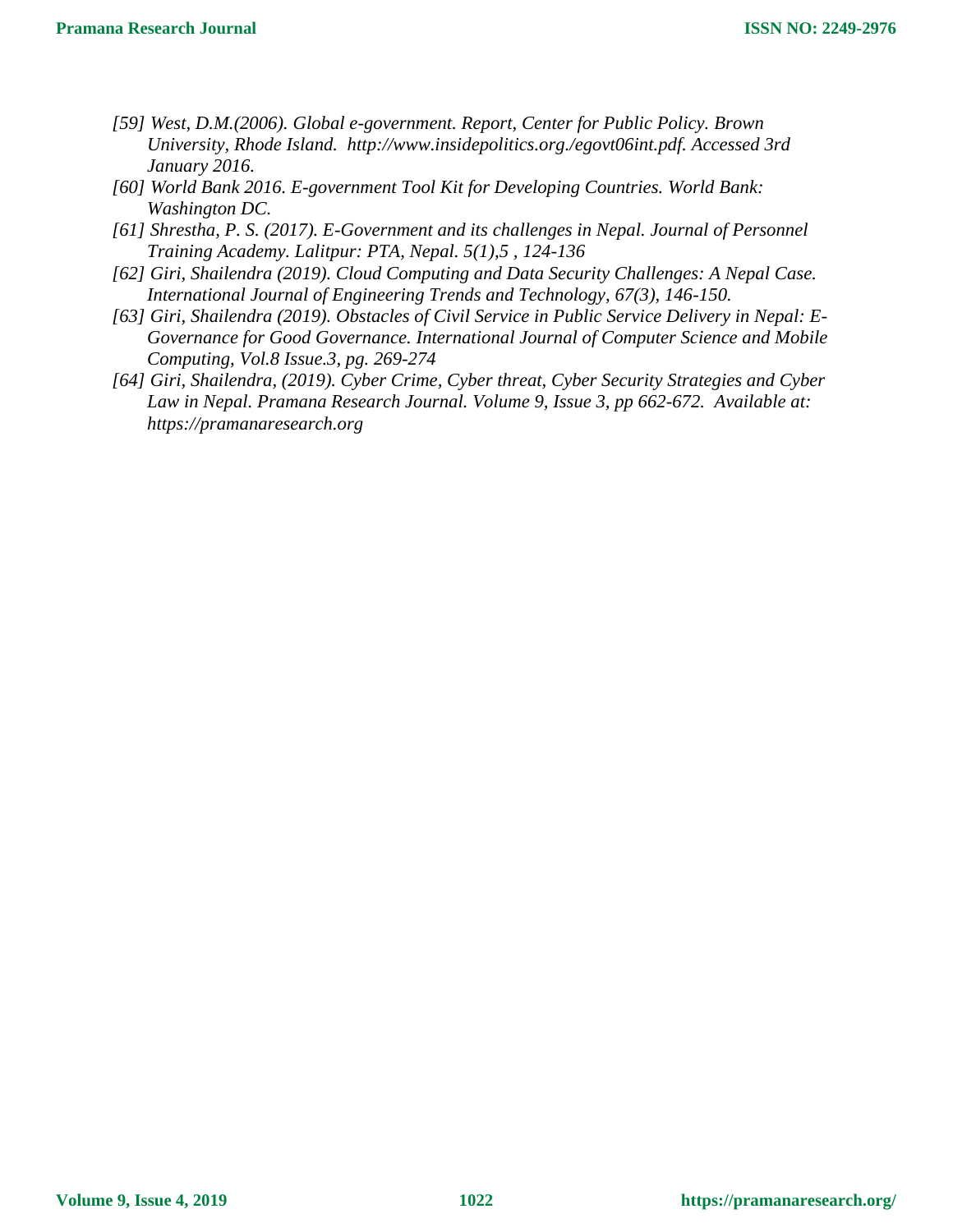*[59] West, D.M.(2006). Global e-government. Report, Center for Public Policy. Brown University, Rhode Island. http://www.insidepolitics.org./egovt06int.pdf. Accessed 3rd January 2016.*

*[60] World Bank 2016. E-government Tool Kit for Developing Countries. World Bank: Washington DC.*

*[61] Shrestha, P. S. (2017). E-Government and its challenges in Nepal. Journal of Personnel Training Academy. Lalitpur: PTA, Nepal. 5(1),5 , 124-136*

*[62] Giri, Shailendra (2019). Cloud Computing and Data Security Challenges: A Nepal Case. International Journal of Engineering Trends and Technology, 67(3), 146-150.*

*[63] Giri, Shailendra (2019). Obstacles of Civil Service in Public Service Delivery in Nepal: E-Governance for Good Governance. International Journal of Computer Science and Mobile Computing, Vol.8 Issue.3, pg. 269-274*

*[64] Giri, Shailendra, (2019). Cyber Crime, Cyber threat, Cyber Security Strategies and Cyber Law in Nepal. Pramana Research Journal. Volume 9, Issue 3, pp 662-672. Available at: https://pramanaresearch.org*